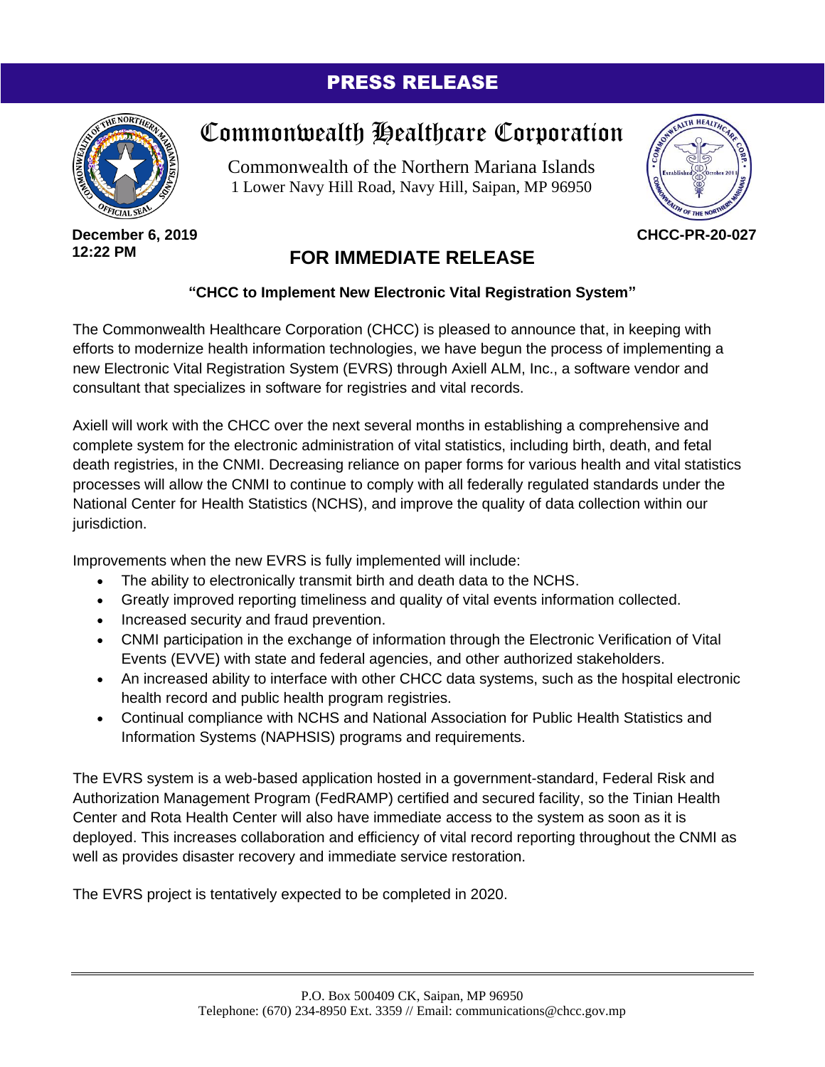# PRESS RELEASE

## Commonwealth Healthcare Corporation

Commonwealth of the Northern Mariana Islands
1 Lower Navy Hill Road, Navy Hill, Saipan, MP 96950

**December 6, 2019**
**12:22 PM**

**CHCC-PR-20-027**

## FOR IMMEDIATE RELEASE

**"CHCC to Implement New Electronic Vital Registration System"**

The Commonwealth Healthcare Corporation (CHCC) is pleased to announce that, in keeping with efforts to modernize health information technologies, we have begun the process of implementing a new Electronic Vital Registration System (EVRS) through Axiell ALM, Inc., a software vendor and consultant that specializes in software for registries and vital records.

Axiell will work with the CHCC over the next several months in establishing a comprehensive and complete system for the electronic administration of vital statistics, including birth, death, and fetal death registries, in the CNMI. Decreasing reliance on paper forms for various health and vital statistics processes will allow the CNMI to continue to comply with all federally regulated standards under the National Center for Health Statistics (NCHS), and improve the quality of data collection within our jurisdiction.

Improvements when the new EVRS is fully implemented will include:

- The ability to electronically transmit birth and death data to the NCHS.
- Greatly improved reporting timeliness and quality of vital events information collected.
- Increased security and fraud prevention.
- CNMI participation in the exchange of information through the Electronic Verification of Vital Events (EVVE) with state and federal agencies, and other authorized stakeholders.
- An increased ability to interface with other CHCC data systems, such as the hospital electronic health record and public health program registries.
- Continual compliance with NCHS and National Association for Public Health Statistics and Information Systems (NAPHSIS) programs and requirements.

The EVRS system is a web-based application hosted in a government-standard, Federal Risk and Authorization Management Program (FedRAMP) certified and secured facility, so the Tinian Health Center and Rota Health Center will also have immediate access to the system as soon as it is deployed. This increases collaboration and efficiency of vital record reporting throughout the CNMI as well as provides disaster recovery and immediate service restoration.

The EVRS project is tentatively expected to be completed in 2020.

P.O. Box 500409 CK, Saipan, MP 96950
Telephone: (670) 234-8950 Ext. 3359 // Email: communications@chcc.gov.mp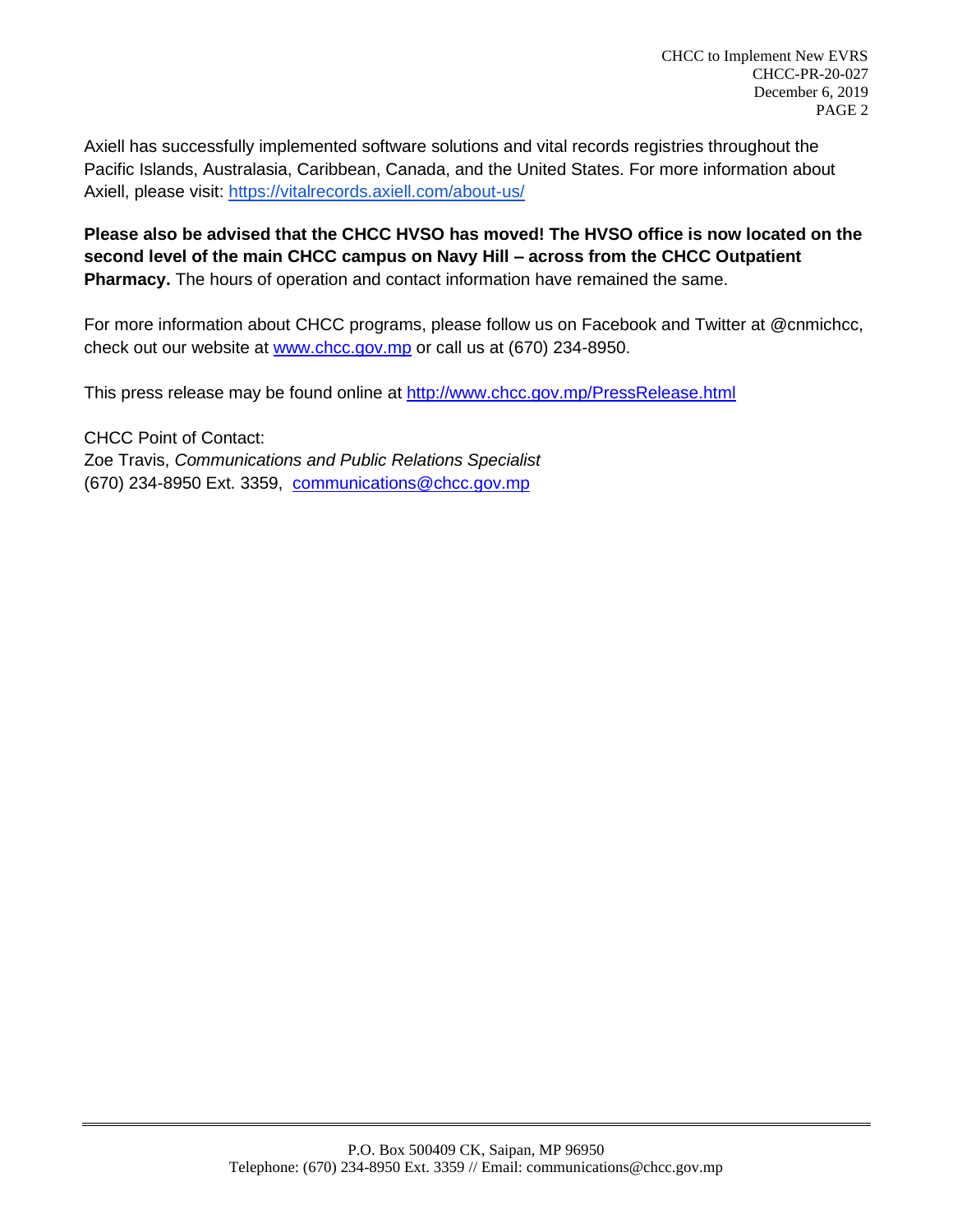Axiell has successfully implemented software solutions and vital records registries throughout the Pacific Islands, Australasia, Caribbean, Canada, and the United States. For more information about Axiell, please visit: https://vitalrecords.axiell.com/about-us/

**Please also be advised that the CHCC HVSO has moved! The HVSO office is now located on the second level of the main CHCC campus on Navy Hill – across from the CHCC Outpatient Pharmacy.** The hours of operation and contact information have remained the same.

For more information about CHCC programs, please follow us on Facebook and Twitter at @cnmichcc, check out our website at www.chcc.gov.mp or call us at (670) 234-8950.

This press release may be found online at http://www.chcc.gov.mp/PressRelease.html

CHCC Point of Contact:
Zoe Travis, *Communications and Public Relations Specialist*
(670) 234-8950 Ext. 3359, communications@chcc.gov.mp